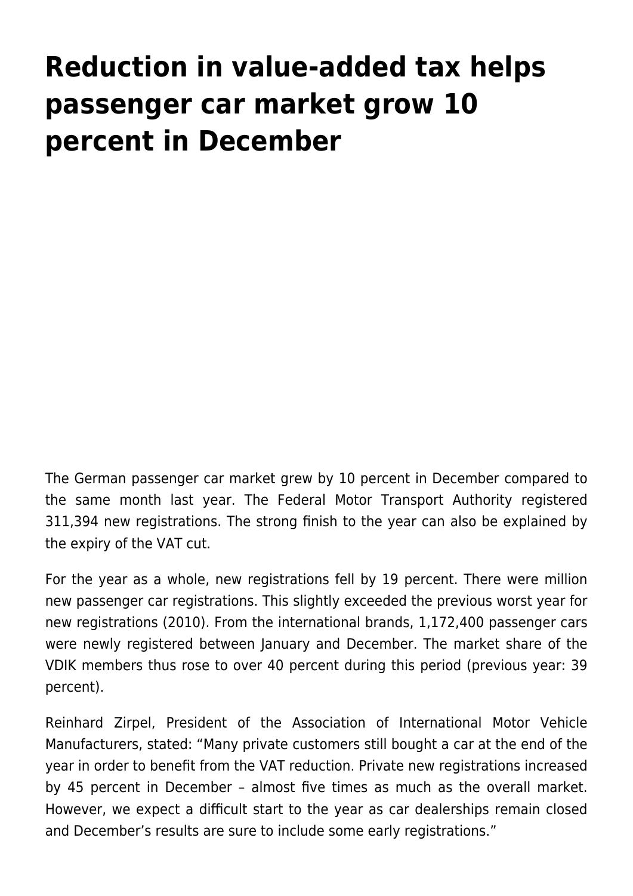# Reduction in value-added tax helps passenger car market grow 10 percent in December

The German passenger car market grew by 10 percent in December compared to the same month last year. The Federal Motor Transport Authority registered 311,394 new registrations. The strong finish to the year can also be explained by the expiry of the VAT cut.

For the year as a whole, new registrations fell by 19 percent. There were million new passenger car registrations. This slightly exceeded the previous worst year for new registrations (2010). From the international brands, 1,172,400 passenger cars were newly registered between January and December. The market share of the VDIK members thus rose to over 40 percent during this period (previous year: 39 percent).

Reinhard Zirpel, President of the Association of International Motor Vehicle Manufacturers, stated: “Many private customers still bought a car at the end of the year in order to benefit from the VAT reduction. Private new registrations increased by 45 percent in December – almost five times as much as the overall market. However, we expect a difficult start to the year as car dealerships remain closed and December’s results are sure to include some early registrations.”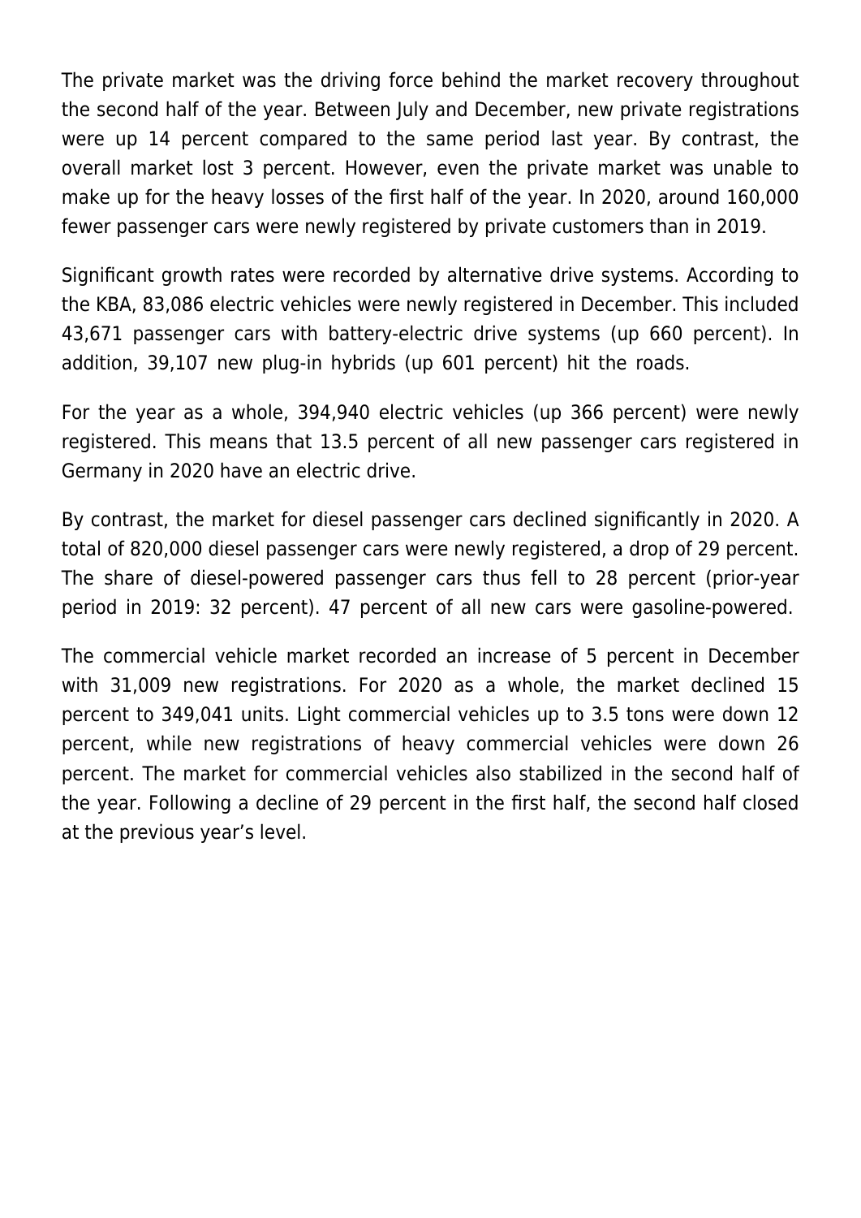The private market was the driving force behind the market recovery throughout the second half of the year. Between July and December, new private registrations were up 14 percent compared to the same period last year. By contrast, the overall market lost 3 percent. However, even the private market was unable to make up for the heavy losses of the first half of the year. In 2020, around 160,000 fewer passenger cars were newly registered by private customers than in 2019.

Significant growth rates were recorded by alternative drive systems. According to the KBA, 83,086 electric vehicles were newly registered in December. This included 43,671 passenger cars with battery-electric drive systems (up 660 percent). In addition, 39,107 new plug-in hybrids (up 601 percent) hit the roads.

For the year as a whole, 394,940 electric vehicles (up 366 percent) were newly registered. This means that 13.5 percent of all new passenger cars registered in Germany in 2020 have an electric drive.

By contrast, the market for diesel passenger cars declined significantly in 2020. A total of 820,000 diesel passenger cars were newly registered, a drop of 29 percent. The share of diesel-powered passenger cars thus fell to 28 percent (prior-year period in 2019: 32 percent). 47 percent of all new cars were gasoline-powered.

The commercial vehicle market recorded an increase of 5 percent in December with 31,009 new registrations. For 2020 as a whole, the market declined 15 percent to 349,041 units. Light commercial vehicles up to 3.5 tons were down 12 percent, while new registrations of heavy commercial vehicles were down 26 percent. The market for commercial vehicles also stabilized in the second half of the year. Following a decline of 29 percent in the first half, the second half closed at the previous year's level.